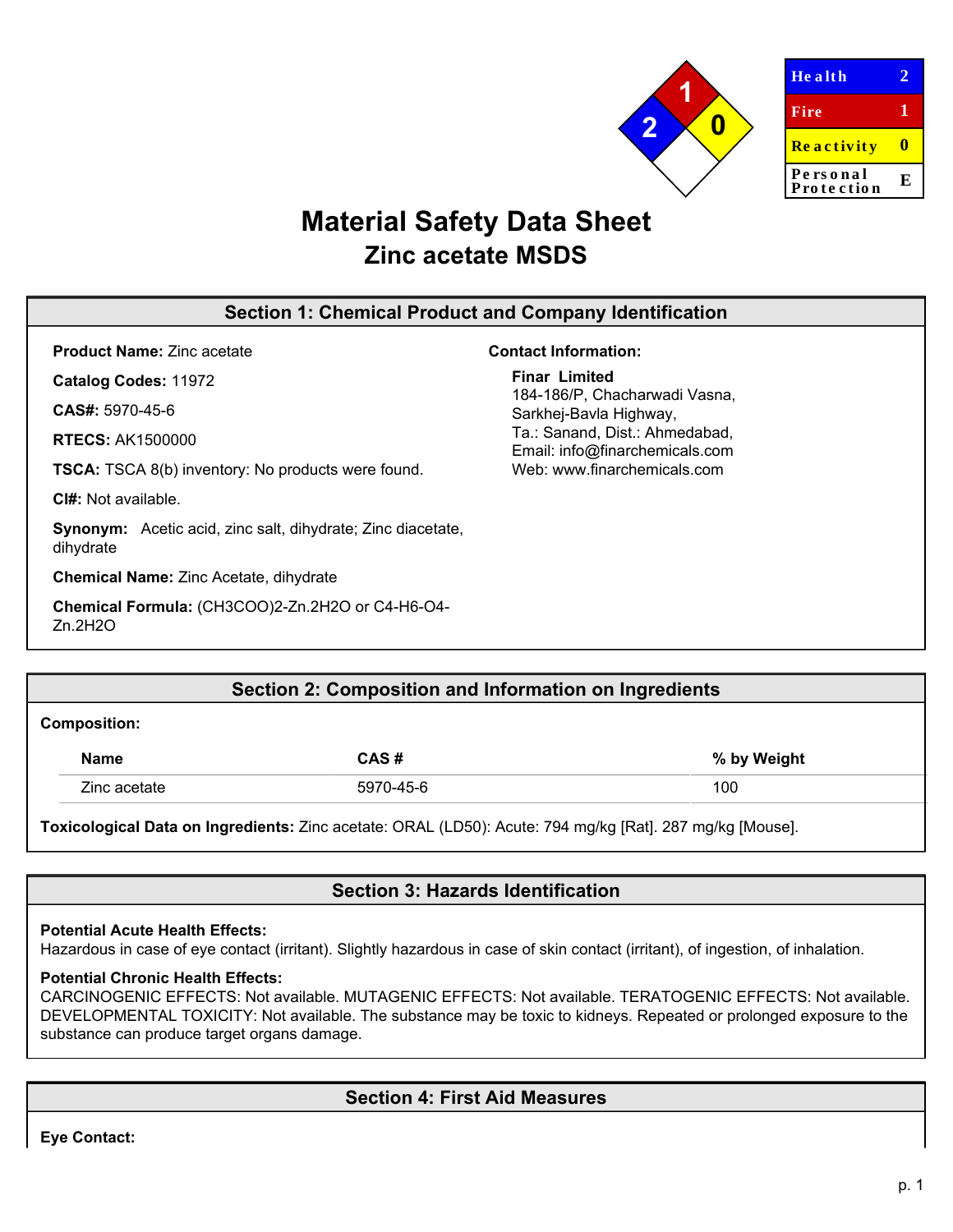| Health | 2 |
| --- | --- |
| Fire | 1 |
| Reactivity | 0 |
| Personal Protection | E |

# Material Safety Data Sheet
## Zinc acetate MSDS

## Section 1: Chemical Product and Company Identification

**Product Name:** Zinc acetate

**Catalog Codes:** 11972

**CAS#:** 5970-45-6

**RTECS:** AK1500000

**TSCA:** TSCA 8(b) inventory: No products were found.

**CI#:** Not available.

**Synonym:** Acetic acid, zinc salt, dihydrate; Zinc diacetate, dihydrate

**Chemical Name:** Zinc Acetate, dihydrate

**Chemical Formula:** (CH3COO)2-Zn.2H2O or C4-H6-O4-Zn.2H2O

**Contact Information:**

**Finar Limited**
184-186/P, Chacharwadi Vasna,
Sarkhej-Bavla Highway,
Ta.: Sanand, Dist.: Ahmedabad,
Email: info@finarchemicals.com
Web: www.finarchemicals.com

## Section 2: Composition and Information on Ingredients

**Composition:**

| Name | CAS # | % by Weight |
| --- | --- | --- |
| Zinc acetate | 5970-45-6 | 100 |

**Toxicological Data on Ingredients:** Zinc acetate: ORAL (LD50): Acute: 794 mg/kg [Rat]. 287 mg/kg [Mouse].

## Section 3: Hazards Identification

**Potential Acute Health Effects:**
Hazardous in case of eye contact (irritant). Slightly hazardous in case of skin contact (irritant), of ingestion, of inhalation.

**Potential Chronic Health Effects:**
CARCINOGENIC EFFECTS: Not available. MUTAGENIC EFFECTS: Not available. TERATOGENIC EFFECTS: Not available. DEVELOPMENTAL TOXICITY: Not available. The substance may be toxic to kidneys. Repeated or prolonged exposure to the substance can produce target organs damage.

## Section 4: First Aid Measures

**Eye Contact:**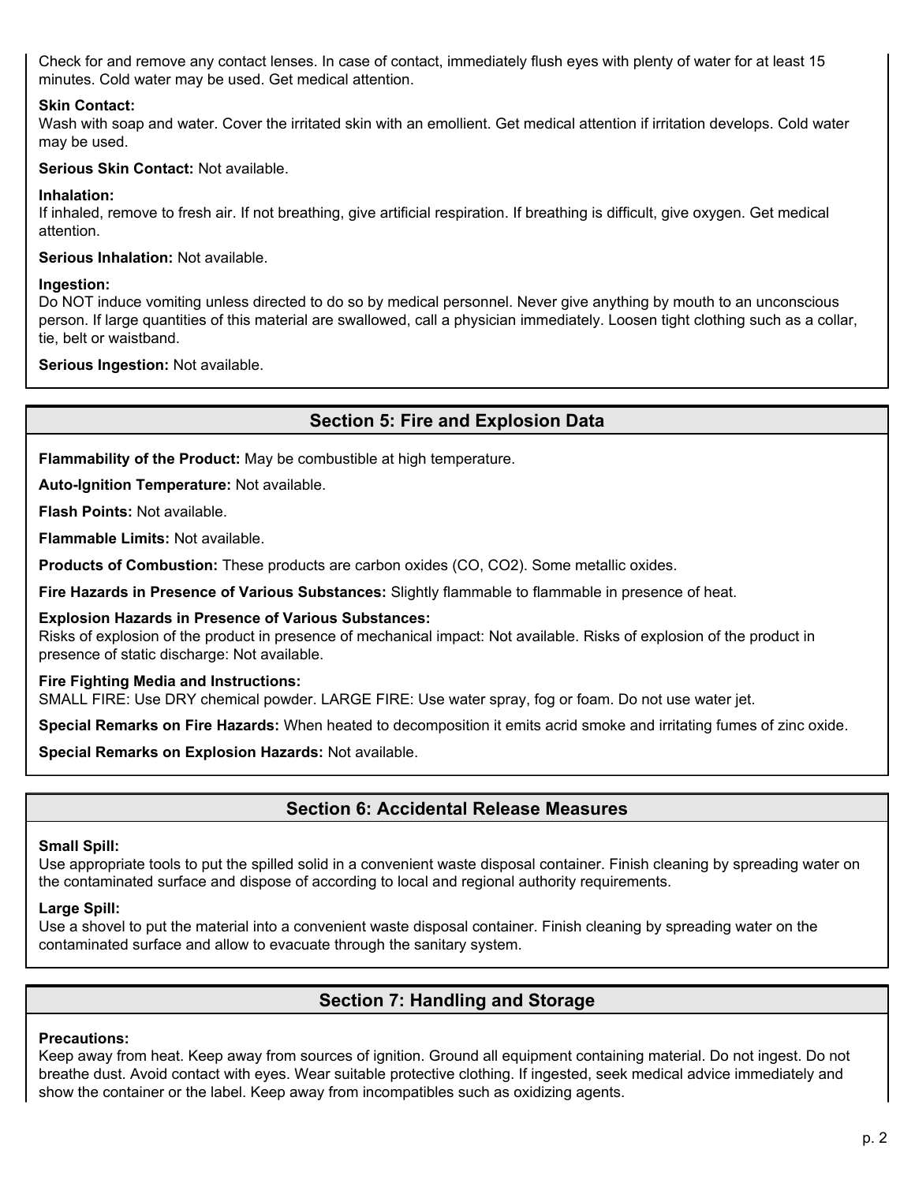Check for and remove any contact lenses. In case of contact, immediately flush eyes with plenty of water for at least 15 minutes. Cold water may be used. Get medical attention.

**Skin Contact:**
Wash with soap and water. Cover the irritated skin with an emollient. Get medical attention if irritation develops. Cold water may be used.

**Serious Skin Contact:** Not available.

**Inhalation:**
If inhaled, remove to fresh air. If not breathing, give artificial respiration. If breathing is difficult, give oxygen. Get medical attention.

**Serious Inhalation:** Not available.

**Ingestion:**
Do NOT induce vomiting unless directed to do so by medical personnel. Never give anything by mouth to an unconscious person. If large quantities of this material are swallowed, call a physician immediately. Loosen tight clothing such as a collar, tie, belt or waistband.

**Serious Ingestion:** Not available.

## Section 5: Fire and Explosion Data

**Flammability of the Product:** May be combustible at high temperature.

**Auto-Ignition Temperature:** Not available.

**Flash Points:** Not available.

**Flammable Limits:** Not available.

**Products of Combustion:** These products are carbon oxides (CO, $CO_2$). Some metallic oxides.

**Fire Hazards in Presence of Various Substances:** Slightly flammable to flammable in presence of heat.

**Explosion Hazards in Presence of Various Substances:**
Risks of explosion of the product in presence of mechanical impact: Not available. Risks of explosion of the product in presence of static discharge: Not available.

**Fire Fighting Media and Instructions:**
SMALL FIRE: Use DRY chemical powder. LARGE FIRE: Use water spray, fog or foam. Do not use water jet.

**Special Remarks on Fire Hazards:** When heated to decomposition it emits acrid smoke and irritating fumes of zinc oxide.

**Special Remarks on Explosion Hazards:** Not available.

## Section 6: Accidental Release Measures

**Small Spill:**
Use appropriate tools to put the spilled solid in a convenient waste disposal container. Finish cleaning by spreading water on the contaminated surface and dispose of according to local and regional authority requirements.

**Large Spill:**
Use a shovel to put the material into a convenient waste disposal container. Finish cleaning by spreading water on the contaminated surface and allow to evacuate through the sanitary system.

## Section 7: Handling and Storage

**Precautions:**
Keep away from heat. Keep away from sources of ignition. Ground all equipment containing material. Do not ingest. Do not breathe dust. Avoid contact with eyes. Wear suitable protective clothing. If ingested, seek medical advice immediately and show the container or the label. Keep away from incompatibles such as oxidizing agents.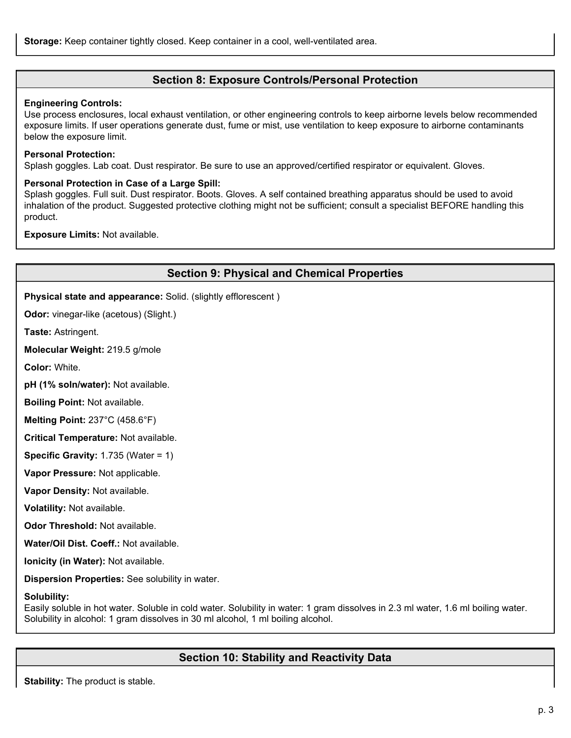**Storage:** Keep container tightly closed. Keep container in a cool, well-ventilated area.

## Section 8: Exposure Controls/Personal Protection

**Engineering Controls:**
Use process enclosures, local exhaust ventilation, or other engineering controls to keep airborne levels below recommended exposure limits. If user operations generate dust, fume or mist, use ventilation to keep exposure to airborne contaminants below the exposure limit.

**Personal Protection:**
Splash goggles. Lab coat. Dust respirator. Be sure to use an approved/certified respirator or equivalent. Gloves.

**Personal Protection in Case of a Large Spill:**
Splash goggles. Full suit. Dust respirator. Boots. Gloves. A self contained breathing apparatus should be used to avoid inhalation of the product. Suggested protective clothing might not be sufficient; consult a specialist BEFORE handling this product.

**Exposure Limits:** Not available.

## Section 9: Physical and Chemical Properties

**Physical state and appearance:** Solid. (slightly efflorescent )

**Odor:** vinegar-like (acetous) (Slight.)

**Taste:** Astringent.

**Molecular Weight:** 219.5 g/mole

**Color:** White.

**pH (1% soln/water):** Not available.

**Boiling Point:** Not available.

**Melting Point:** 237°C (458.6°F)

**Critical Temperature:** Not available.

**Specific Gravity:** 1.735 (Water = 1)

**Vapor Pressure:** Not applicable.

**Vapor Density:** Not available.

**Volatility:** Not available.

**Odor Threshold:** Not available.

**Water/Oil Dist. Coeff.:** Not available.

**Ionicity (in Water):** Not available.

**Dispersion Properties:** See solubility in water.

**Solubility:**
Easily soluble in hot water. Soluble in cold water. Solubility in water: 1 gram dissolves in 2.3 ml water, 1.6 ml boiling water. Solubility in alcohol: 1 gram dissolves in 30 ml alcohol, 1 ml boiling alcohol.

## Section 10: Stability and Reactivity Data

**Stability:** The product is stable.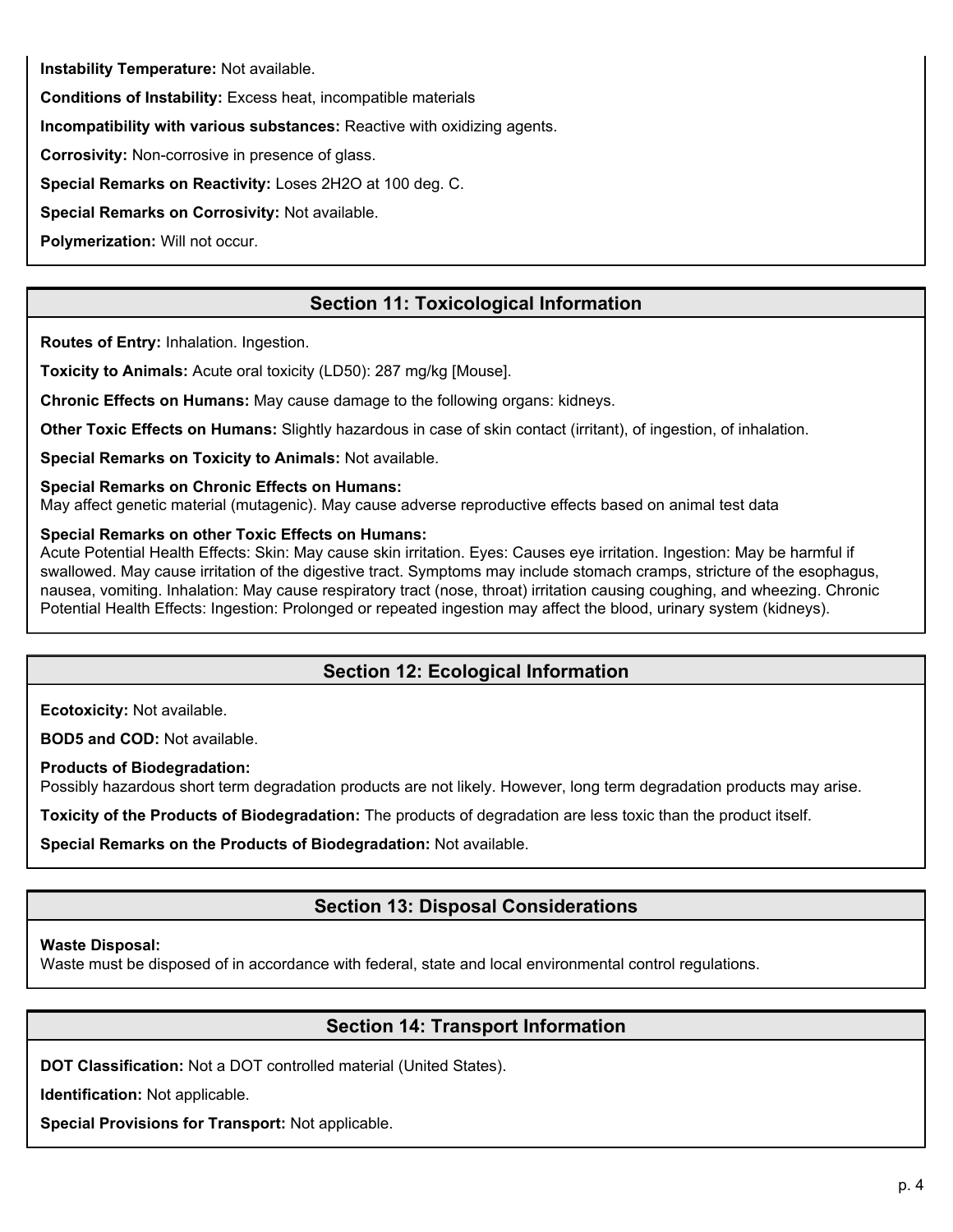**Instability Temperature:** Not available.

**Conditions of Instability:** Excess heat, incompatible materials

**Incompatibility with various substances:** Reactive with oxidizing agents.

**Corrosivity:** Non-corrosive in presence of glass.

**Special Remarks on Reactivity:** Loses $2H_2O$ at 100 deg. C.

**Special Remarks on Corrosivity:** Not available.

**Polymerization:** Will not occur.

## Section 11: Toxicological Information

**Routes of Entry:** Inhalation. Ingestion.

**Toxicity to Animals:** Acute oral toxicity (LD50): 287 mg/kg [Mouse].

**Chronic Effects on Humans:** May cause damage to the following organs: kidneys.

**Other Toxic Effects on Humans:** Slightly hazardous in case of skin contact (irritant), of ingestion, of inhalation.

**Special Remarks on Toxicity to Animals:** Not available.

**Special Remarks on Chronic Effects on Humans:**
May affect genetic material (mutagenic). May cause adverse reproductive effects based on animal test data

**Special Remarks on other Toxic Effects on Humans:**
Acute Potential Health Effects: Skin: May cause skin irritation. Eyes: Causes eye irritation. Ingestion: May be harmful if swallowed. May cause irritation of the digestive tract. Symptoms may include stomach cramps, stricture of the esophagus, nausea, vomiting. Inhalation: May cause respiratory tract (nose, throat) irritation causing coughing, and wheezing. Chronic Potential Health Effects: Ingestion: Prolonged or repeated ingestion may affect the blood, urinary system (kidneys).

## Section 12: Ecological Information

**Ecotoxicity:** Not available.

**BOD5 and COD:** Not available.

**Products of Biodegradation:**
Possibly hazardous short term degradation products are not likely. However, long term degradation products may arise.

**Toxicity of the Products of Biodegradation:** The products of degradation are less toxic than the product itself.

**Special Remarks on the Products of Biodegradation:** Not available.

## Section 13: Disposal Considerations

**Waste Disposal:**
Waste must be disposed of in accordance with federal, state and local environmental control regulations.

## Section 14: Transport Information

**DOT Classification:** Not a DOT controlled material (United States).

**Identification:** Not applicable.

**Special Provisions for Transport:** Not applicable.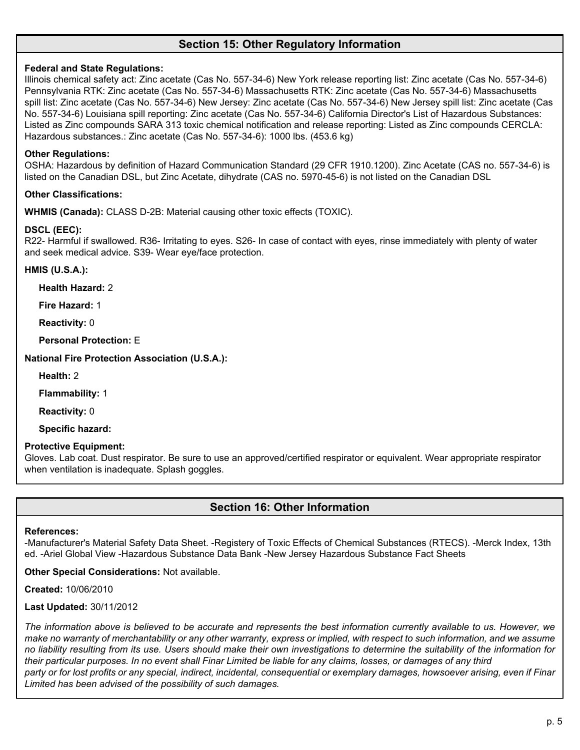## Section 15: Other Regulatory Information

**Federal and State Regulations:**
Illinois chemical safety act: Zinc acetate (Cas No. 557-34-6) New York release reporting list: Zinc acetate (Cas No. 557-34-6) Pennsylvania RTK: Zinc acetate (Cas No. 557-34-6) Massachusetts RTK: Zinc acetate (Cas No. 557-34-6) Massachusetts spill list: Zinc acetate (Cas No. 557-34-6) New Jersey: Zinc acetate (Cas No. 557-34-6) New Jersey spill list: Zinc acetate (Cas No. 557-34-6) Louisiana spill reporting: Zinc acetate (Cas No. 557-34-6) California Director's List of Hazardous Substances: Listed as Zinc compounds SARA 313 toxic chemical notification and release reporting: Listed as Zinc compounds CERCLA: Hazardous substances.: Zinc acetate (Cas No. 557-34-6): 1000 lbs. (453.6 kg)

**Other Regulations:**
OSHA: Hazardous by definition of Hazard Communication Standard (29 CFR 1910.1200). Zinc Acetate (CAS no. 557-34-6) is listed on the Canadian DSL, but Zinc Acetate, dihydrate (CAS no. 5970-45-6) is not listed on the Canadian DSL

**Other Classifications:**

**WHMIS (Canada):** CLASS D-2B: Material causing other toxic effects (TOXIC).

**DSCL (EEC):**
R22- Harmful if swallowed. R36- Irritating to eyes. S26- In case of contact with eyes, rinse immediately with plenty of water and seek medical advice. S39- Wear eye/face protection.

**HMIS (U.S.A.):**

**Health Hazard:** 2

**Fire Hazard:** 1

**Reactivity:** 0

**Personal Protection:** E

**National Fire Protection Association (U.S.A.):**

**Health:** 2

**Flammability:** 1

**Reactivity:** 0

**Specific hazard:**

**Protective Equipment:**
Gloves. Lab coat. Dust respirator. Be sure to use an approved/certified respirator or equivalent. Wear appropriate respirator when ventilation is inadequate. Splash goggles.

## Section 16: Other Information

**References:**
-Manufacturer's Material Safety Data Sheet. -Registery of Toxic Effects of Chemical Substances (RTECS). -Merck Index, 13th ed. -Ariel Global View -Hazardous Substance Data Bank -New Jersey Hazardous Substance Fact Sheets

**Other Special Considerations:** Not available.

**Created:** 10/06/2010

**Last Updated:** 30/11/2012

*The information above is believed to be accurate and represents the best information currently available to us. However, we make no warranty of merchantability or any other warranty, express or implied, with respect to such information, and we assume no liability resulting from its use. Users should make their own investigations to determine the suitability of the information for their particular purposes. In no event shall Finar Limited be liable for any claims, losses, or damages of any third party or for lost profits or any special, indirect, incidental, consequential or exemplary damages, howsoever arising, even if Finar Limited has been advised of the possibility of such damages.*